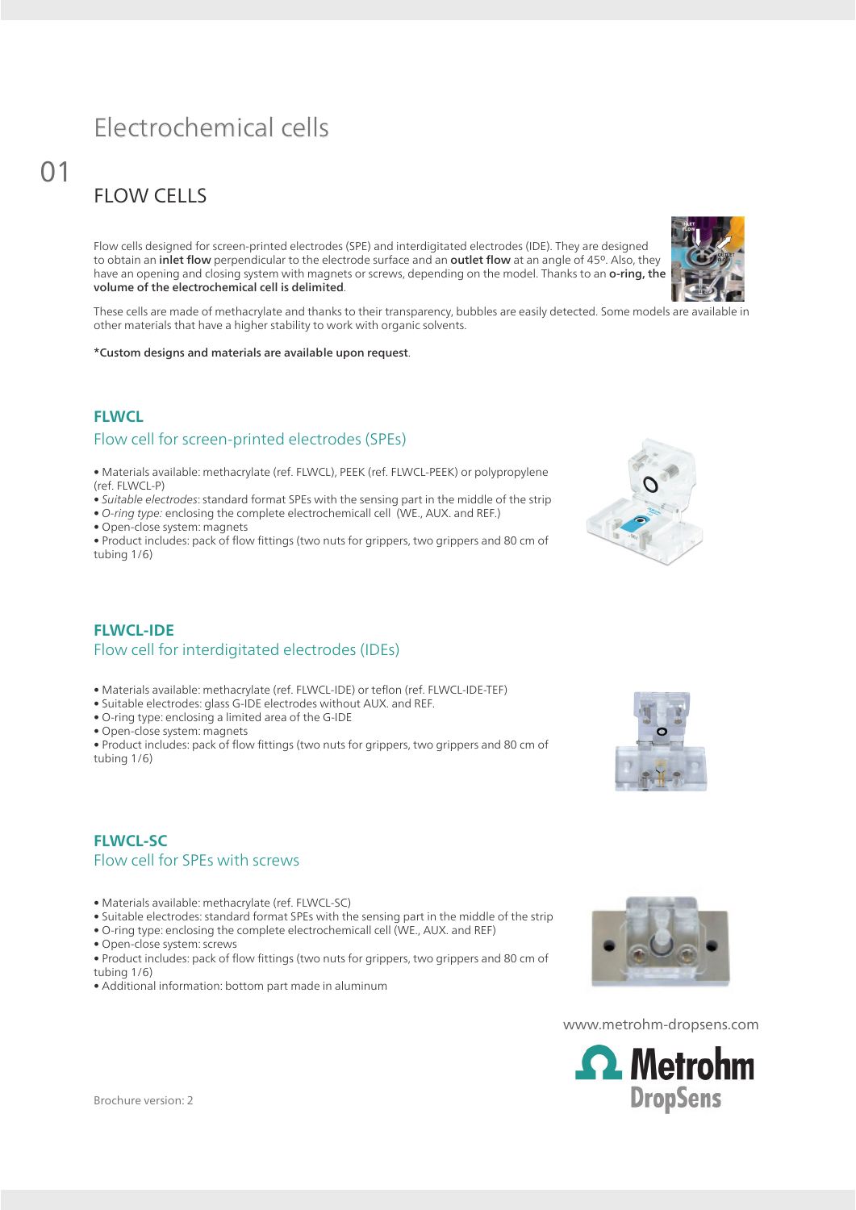# Electrochemical cells

01

## FLOW CELLS

Flow cells designed for screen-printed electrodes (SPE) and interdigitated electrodes (IDE). They are designed to obtain an **inlet flow** perpendicular to the electrode surface and an **outlet flow** at an angle of 45º. Also, they have an opening and closing system with magnets or screws, depending on the model. Thanks to an **o-ring, the volume of the electrochemical cell is delimited**.

These cells are made of methacrylate and thanks to their transparency, bubbles are easily detected. Some models are available in other materials that have a higher stability to work with organic solvents.

**\*Custom designs and materials are available upon request**.

### FLWCL

Flow cell for screen-printed electrodes (SPEs)

- Materials available: methacrylate (ref. FLWCL), PEEK (ref. FLWCL-PEEK) or polypropylene (ref. FLWCL-P)
- *Suitable electrodes*: standard format SPEs with the sensing part in the middle of the strip
- *O-ring type:* enclosing the complete electrochemicall cell (WE., AUX. and REF.)
- Open-close system: magnets
- Product includes: pack of flow fittings (two nuts for grippers, two grippers and 80 cm of tubing 1/6)

### FLWCL-IDE

Flow cell for interdigitated electrodes (IDEs)

- Materials available: methacrylate (ref. FLWCL-IDE) or teflon (ref. FLWCL-IDE-TEF)
- Suitable electrodes: glass G-IDE electrodes without AUX. and REF.
- O-ring type: enclosing a limited area of the G-IDE
- Open-close system: magnets
- Product includes: pack of flow fittings (two nuts for grippers, two grippers and 80 cm of tubing 1/6)

### FLWCL-SC

Flow cell for SPEs with screws

- Materials available: methacrylate (ref. FLWCL-SC)
- Suitable electrodes: standard format SPEs with the sensing part in the middle of the strip
- O-ring type: enclosing the complete electrochemicall cell (WE., AUX. and REF)
- Open-close system: screws
- Product includes: pack of flow fittings (two nuts for grippers, two grippers and 80 cm of tubing 1/6)
- Additional information: bottom part made in aluminum

www.metrohm-dropsens.com

Brochure version: 2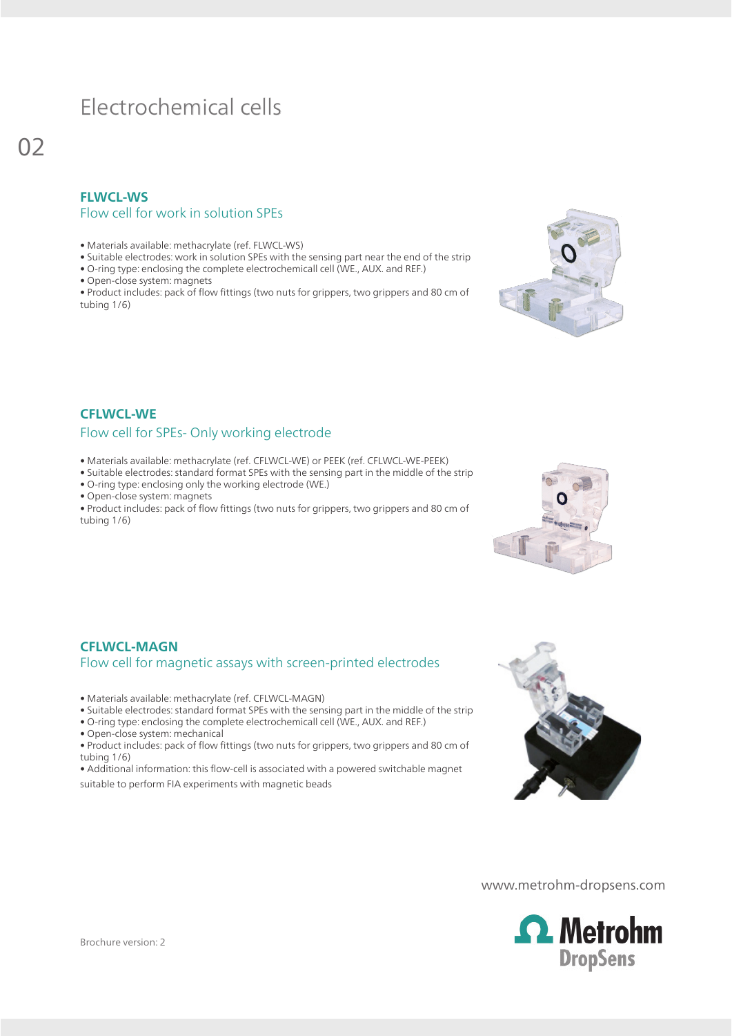# Electrochemical cells

## FLWCL-WS
### Flow cell for work in solution SPEs

- Materials available: methacrylate (ref. FLWCL-WS)
- Suitable electrodes: work in solution SPEs with the sensing part near the end of the strip
- O-ring type: enclosing the complete electrochemicall cell (WE., AUX. and REF.)
- Open-close system: magnets
- Product includes: pack of flow fittings (two nuts for grippers, two grippers and 80 cm of tubing 1/6)

## CFLWCL-WE
### Flow cell for SPEs- Only working electrode

- Materials available: methacrylate (ref. CFLWCL-WE) or PEEK (ref. CFLWCL-WE-PEEK)
- Suitable electrodes: standard format SPEs with the sensing part in the middle of the strip
- O-ring type: enclosing only the working electrode (WE.)
- Open-close system: magnets
- Product includes: pack of flow fittings (two nuts for grippers, two grippers and 80 cm of tubing 1/6)

## CFLWCL-MAGN
### Flow cell for magnetic assays with screen-printed electrodes

- Materials available: methacrylate (ref. CFLWCL-MAGN)
- Suitable electrodes: standard format SPEs with the sensing part in the middle of the strip
- O-ring type: enclosing the complete electrochemicall cell (WE., AUX. and REF.)
- Open-close system: mechanical
- Product includes: pack of flow fittings (two nuts for grippers, two grippers and 80 cm of tubing 1/6)
- Additional information: this flow-cell is associated with a powered switchable magnet suitable to perform FIA experiments with magnetic beads

www.metrohm-dropsens.com

Brochure version: 2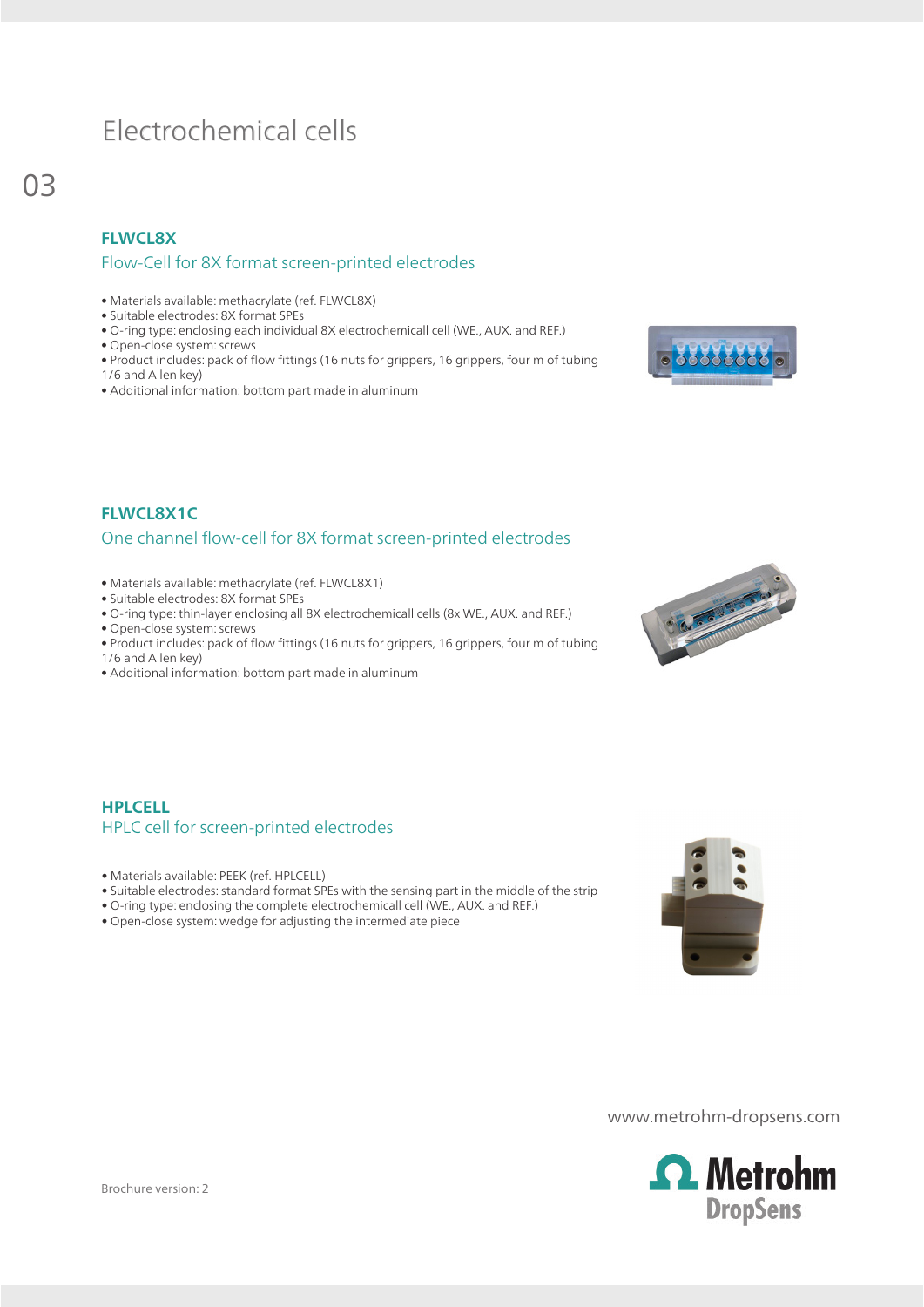# Electrochemical cells

03

## FLWCL8X

### Flow-Cell for 8X format screen-printed electrodes

- Materials available: methacrylate (ref. FLWCL8X)
- Suitable electrodes: 8X format SPEs
- O-ring type: enclosing each individual 8X electrochemicall cell (WE., AUX. and REF.)
- Open-close system: screws
- Product includes: pack of flow fittings (16 nuts for grippers, 16 grippers, four m of tubing 1/6 and Allen key)
- Additional information: bottom part made in aluminum

## FLWCL8X1C

### One channel flow-cell for 8X format screen-printed electrodes

- Materials available: methacrylate (ref. FLWCL8X1)
- Suitable electrodes: 8X format SPEs
- O-ring type: thin-layer enclosing all 8X electrochemicall cells (8x WE., AUX. and REF.)
- Open-close system: screws
- Product includes: pack of flow fittings (16 nuts for grippers, 16 grippers, four m of tubing 1/6 and Allen key)
- Additional information: bottom part made in aluminum

## HPLCELL

### HPLC cell for screen-printed electrodes

- Materials available: PEEK (ref. HPLCELL)
- Suitable electrodes: standard format SPEs with the sensing part in the middle of the strip
- O-ring type: enclosing the complete electrochemicall cell (WE., AUX. and REF.)
- Open-close system: wedge for adjusting the intermediate piece

www.metrohm-dropsens.com

Brochure version: 2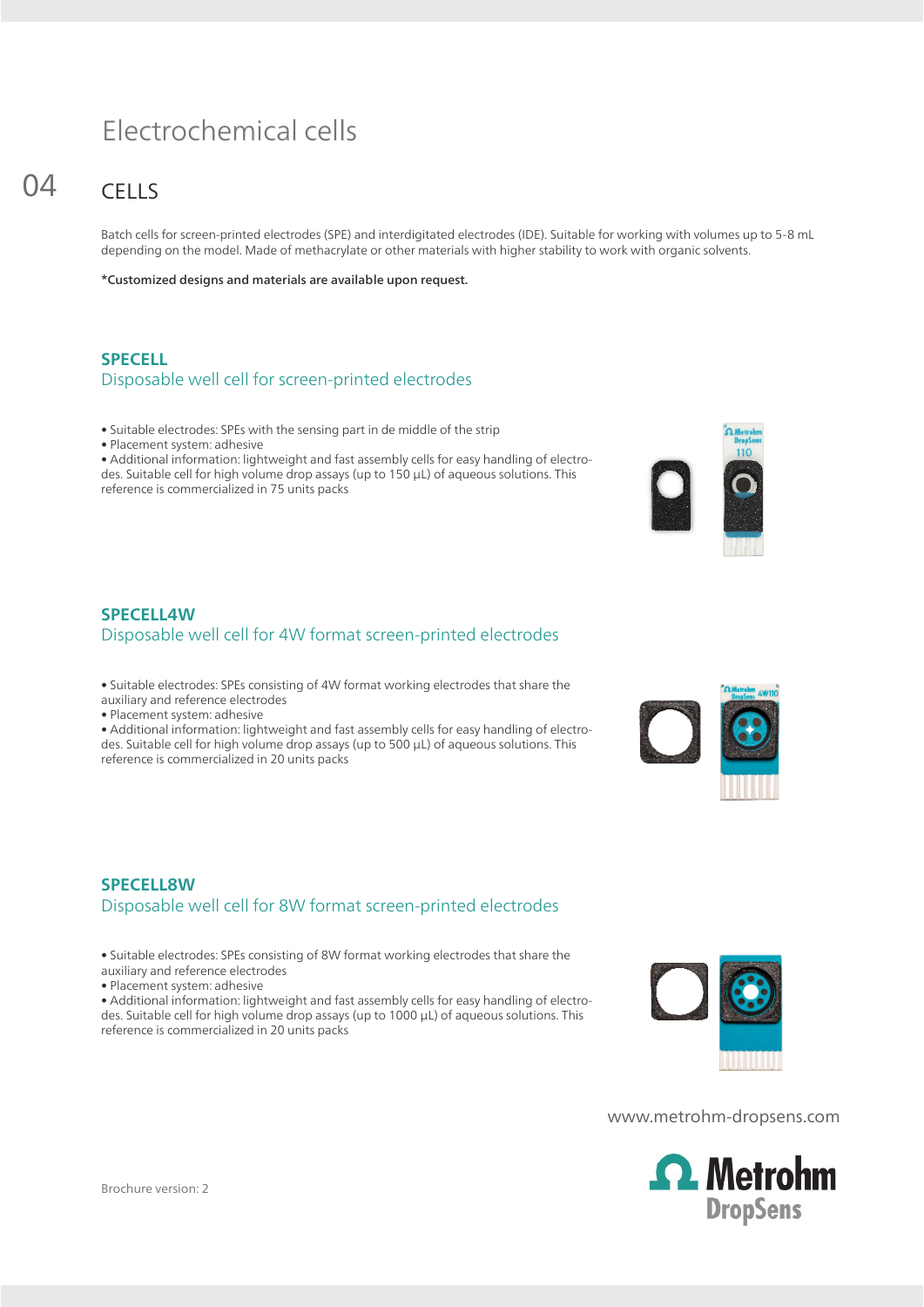# Electrochemical cells

## 04 CELLS

Batch cells for screen-printed electrodes (SPE) and interdigitated electrodes (IDE). Suitable for working with volumes up to 5-8 mL depending on the model. Made of methacrylate or other materials with higher stability to work with organic solvents.

**\*Customized designs and materials are available upon request.**

### SPECELL
Disposable well cell for screen-printed electrodes

- Suitable electrodes: SPEs with the sensing part in de middle of the strip
- Placement system: adhesive
- Additional information: lightweight and fast assembly cells for easy handling of electrodes. Suitable cell for high volume drop assays (up to 150 µL) of aqueous solutions. This reference is commercialized in 75 units packs

### SPECELL4W
Disposable well cell for 4W format screen-printed electrodes

- Suitable electrodes: SPEs consisting of 4W format working electrodes that share the auxiliary and reference electrodes
- Placement system: adhesive
- Additional information: lightweight and fast assembly cells for easy handling of electrodes. Suitable cell for high volume drop assays (up to 500 µL) of aqueous solutions. This reference is commercialized in 20 units packs

### SPECELL8W
Disposable well cell for 8W format screen-printed electrodes

- Suitable electrodes: SPEs consisting of 8W format working electrodes that share the auxiliary and reference electrodes
- Placement system: adhesive
- Additional information: lightweight and fast assembly cells for easy handling of electrodes. Suitable cell for high volume drop assays (up to 1000 µL) of aqueous solutions. This reference is commercialized in 20 units packs

www.metrohm-dropsens.com

Brochure version: 2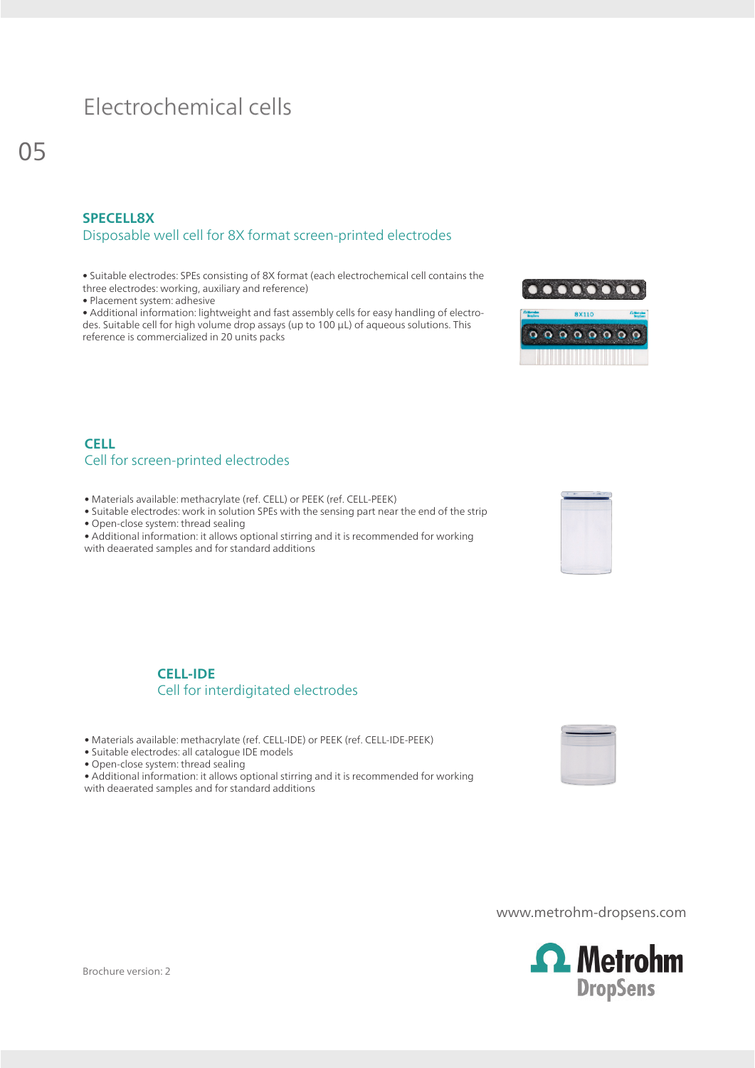# Electrochemical cells

## SPECELL8X
### Disposable well cell for 8X format screen-printed electrodes

- Suitable electrodes: SPEs consisting of 8X format (each electrochemical cell contains the three electrodes: working, auxiliary and reference)
- Placement system: adhesive
- Additional information: lightweight and fast assembly cells for easy handling of electrodes. Suitable cell for high volume drop assays (up to 100 µL) of aqueous solutions. This reference is commercialized in 20 units packs

## CELL
### Cell for screen-printed electrodes

- Materials available: methacrylate (ref. CELL) or PEEK (ref. CELL-PEEK)
- Suitable electrodes: work in solution SPEs with the sensing part near the end of the strip
- Open-close system: thread sealing
- Additional information: it allows optional stirring and it is recommended for working with deaerated samples and for standard additions

## CELL-IDE
### Cell for interdigitated electrodes

- Materials available: methacrylate (ref. CELL-IDE) or PEEK (ref. CELL-IDE-PEEK)
- Suitable electrodes: all catalogue IDE models
- Open-close system: thread sealing
- Additional information: it allows optional stirring and it is recommended for working with deaerated samples and for standard additions

www.metrohm-dropsens.com

Brochure version: 2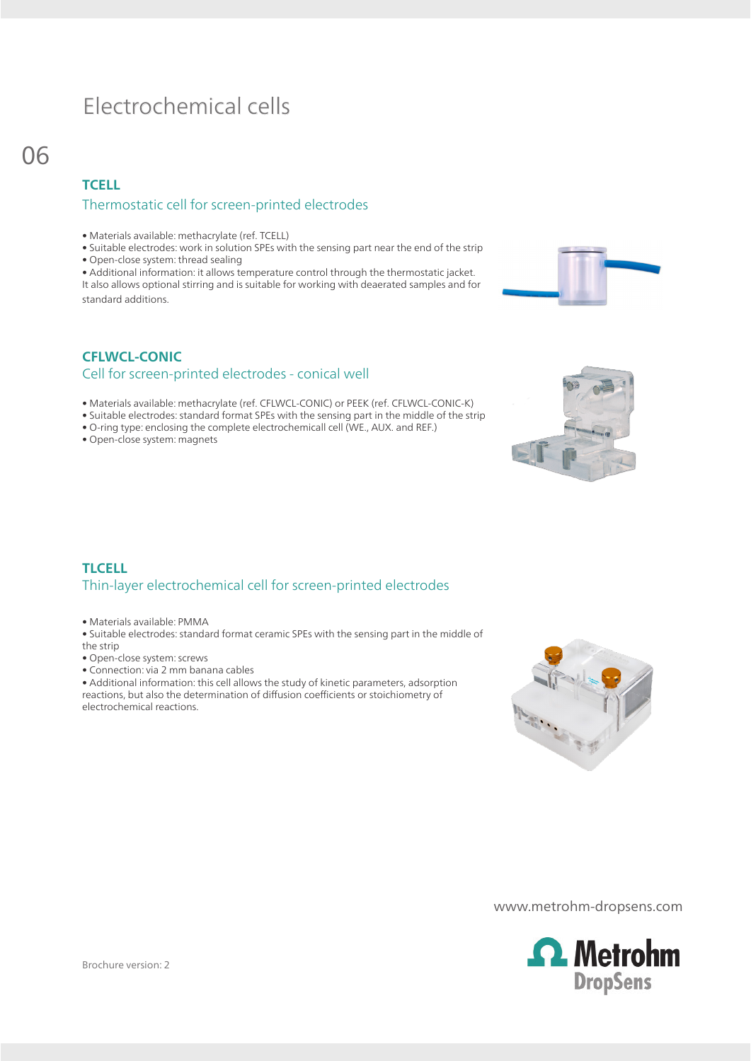# Electrochemical cells

## TCELL

### Thermostatic cell for screen-printed electrodes

- Materials available: methacrylate (ref. TCELL)
- Suitable electrodes: work in solution SPEs with the sensing part near the end of the strip
- Open-close system: thread sealing
- Additional information: it allows temperature control through the thermostatic jacket. It also allows optional stirring and is suitable for working with deaerated samples and for standard additions.

## CFLWCL-CONIC

### Cell for screen-printed electrodes - conical well

- Materials available: methacrylate (ref. CFLWCL-CONIC) or PEEK (ref. CFLWCL-CONIC-K)
- Suitable electrodes: standard format SPEs with the sensing part in the middle of the strip
- O-ring type: enclosing the complete electrochemicall cell (WE., AUX. and REF.)
- Open-close system: magnets

## TLCELL

### Thin-layer electrochemical cell for screen-printed electrodes

- Materials available: PMMA
- Suitable electrodes: standard format ceramic SPEs with the sensing part in the middle of the strip
- Open-close system: screws
- Connection: via 2 mm banana cables
- Additional information: this cell allows the study of kinetic parameters, adsorption reactions, but also the determination of diffusion coefficients or stoichiometry of electrochemical reactions.

www.metrohm-dropsens.com

Brochure version: 2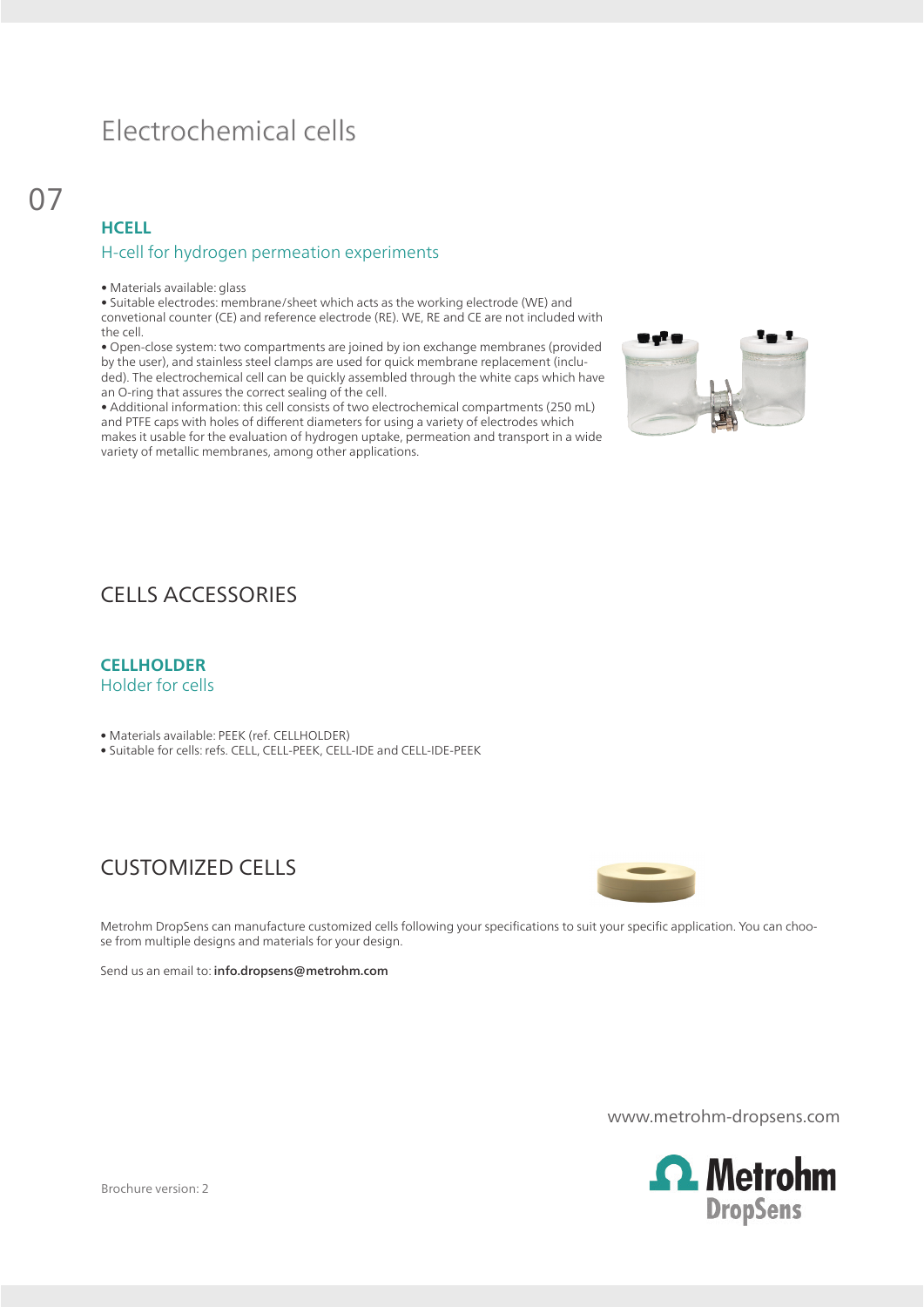# Electrochemical cells

## HCELL

### H-cell for hydrogen permeation experiments

- Materials available: glass
- Suitable electrodes: membrane/sheet which acts as the working electrode (WE) and convetional counter (CE) and reference electrode (RE). WE, RE and CE are not included with the cell.
- Open-close system: two compartments are joined by ion exchange membranes (provided by the user), and stainless steel clamps are used for quick membrane replacement (included). The electrochemical cell can be quickly assembled through the white caps which have an O-ring that assures the correct sealing of the cell.
- Additional information: this cell consists of two electrochemical compartments (250 mL) and PTFE caps with holes of different diameters for using a variety of electrodes which makes it usable for the evaluation of hydrogen uptake, permeation and transport in a wide variety of metallic membranes, among other applications.

# CELLS ACCESSORIES

## CELLHOLDER

### Holder for cells

- Materials available: PEEK (ref. CELLHOLDER)
- Suitable for cells: refs. CELL, CELL-PEEK, CELL-IDE and CELL-IDE-PEEK

# CUSTOMIZED CELLS

Metrohm DropSens can manufacture customized cells following your specifications to suit your specific application. You can choose from multiple designs and materials for your design.

Send us an email to: **info.dropsens@metrohm.com**

www.metrohm-dropsens.com

Brochure version: 2